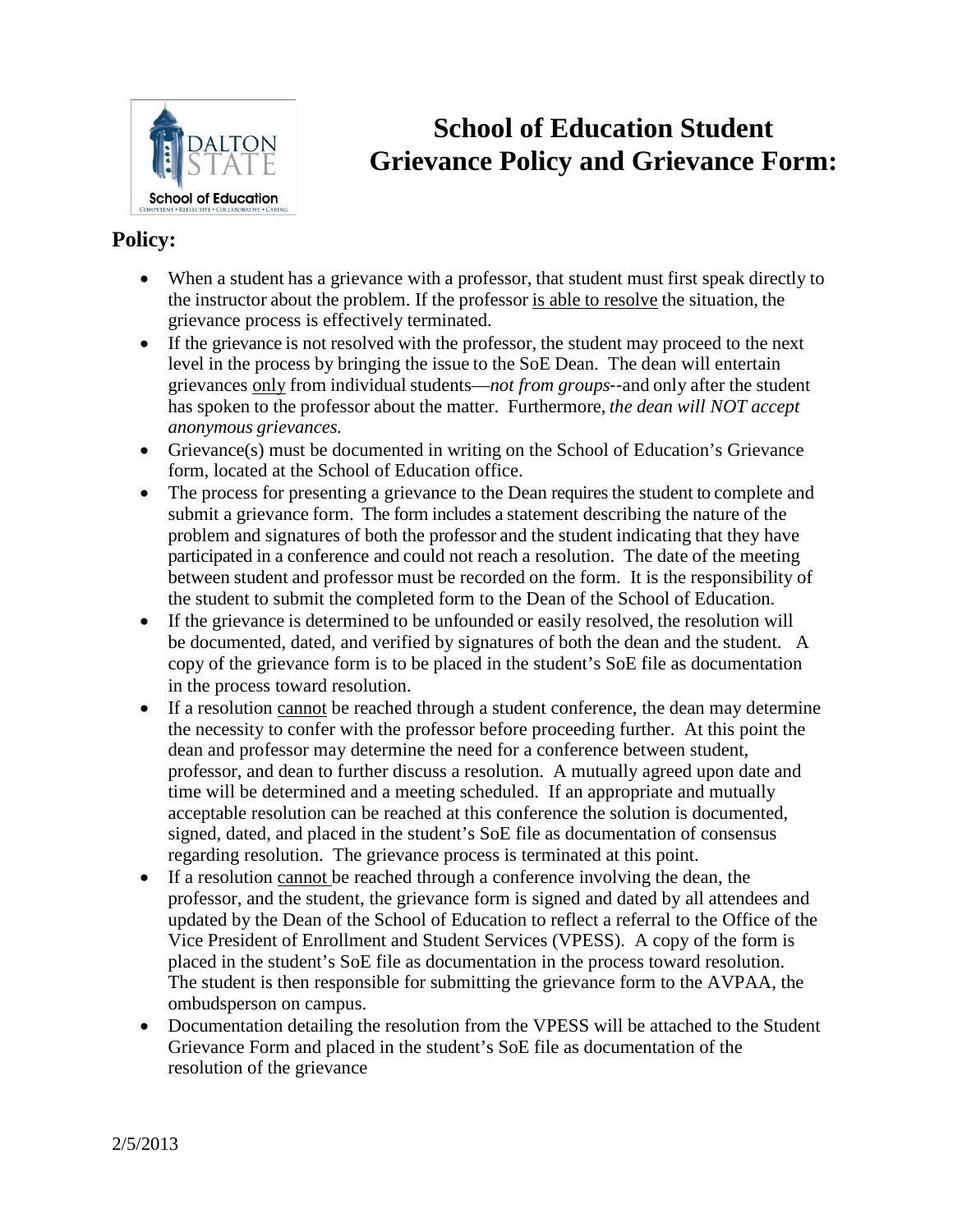# School of Education Student Grievance Policy and Grievance Form:

## Policy:

- When a student has a grievance with a professor, that student must first speak directly to the instructor about the problem. If the professor is able to resolve the situation, the grievance process is effectively terminated.
- If the grievance is not resolved with the professor, the student may proceed to the next level in the process by bringing the issue to the SoE Dean. The dean will entertain grievances only from individual students—*not from groups*--and only after the student has spoken to the professor about the matter. Furthermore, *the dean will NOT accept anonymous grievances.*
- Grievance(s) must be documented in writing on the School of Education's Grievance form, located at the School of Education office.
- The process for presenting a grievance to the Dean requires the student to complete and submit a grievance form. The form includes a statement describing the nature of the problem and signatures of both the professor and the student indicating that they have participated in a conference and could not reach a resolution. The date of the meeting between student and professor must be recorded on the form. It is the responsibility of the student to submit the completed form to the Dean of the School of Education.
- If the grievance is determined to be unfounded or easily resolved, the resolution will be documented, dated, and verified by signatures of both the dean and the student. A copy of the grievance form is to be placed in the student's SoE file as documentation in the process toward resolution.
- If a resolution cannot be reached through a student conference, the dean may determine the necessity to confer with the professor before proceeding further. At this point the dean and professor may determine the need for a conference between student, professor, and dean to further discuss a resolution. A mutually agreed upon date and time will be determined and a meeting scheduled. If an appropriate and mutually acceptable resolution can be reached at this conference the solution is documented, signed, dated, and placed in the student's SoE file as documentation of consensus regarding resolution. The grievance process is terminated at this point.
- If a resolution cannot be reached through a conference involving the dean, the professor, and the student, the grievance form is signed and dated by all attendees and updated by the Dean of the School of Education to reflect a referral to the Office of the Vice President of Enrollment and Student Services (VPESS). A copy of the form is placed in the student's SoE file as documentation in the process toward resolution. The student is then responsible for submitting the grievance form to the AVPAA, the ombudsperson on campus.
- Documentation detailing the resolution from the VPESS will be attached to the Student Grievance Form and placed in the student's SoE file as documentation of the resolution of the grievance

2/5/2013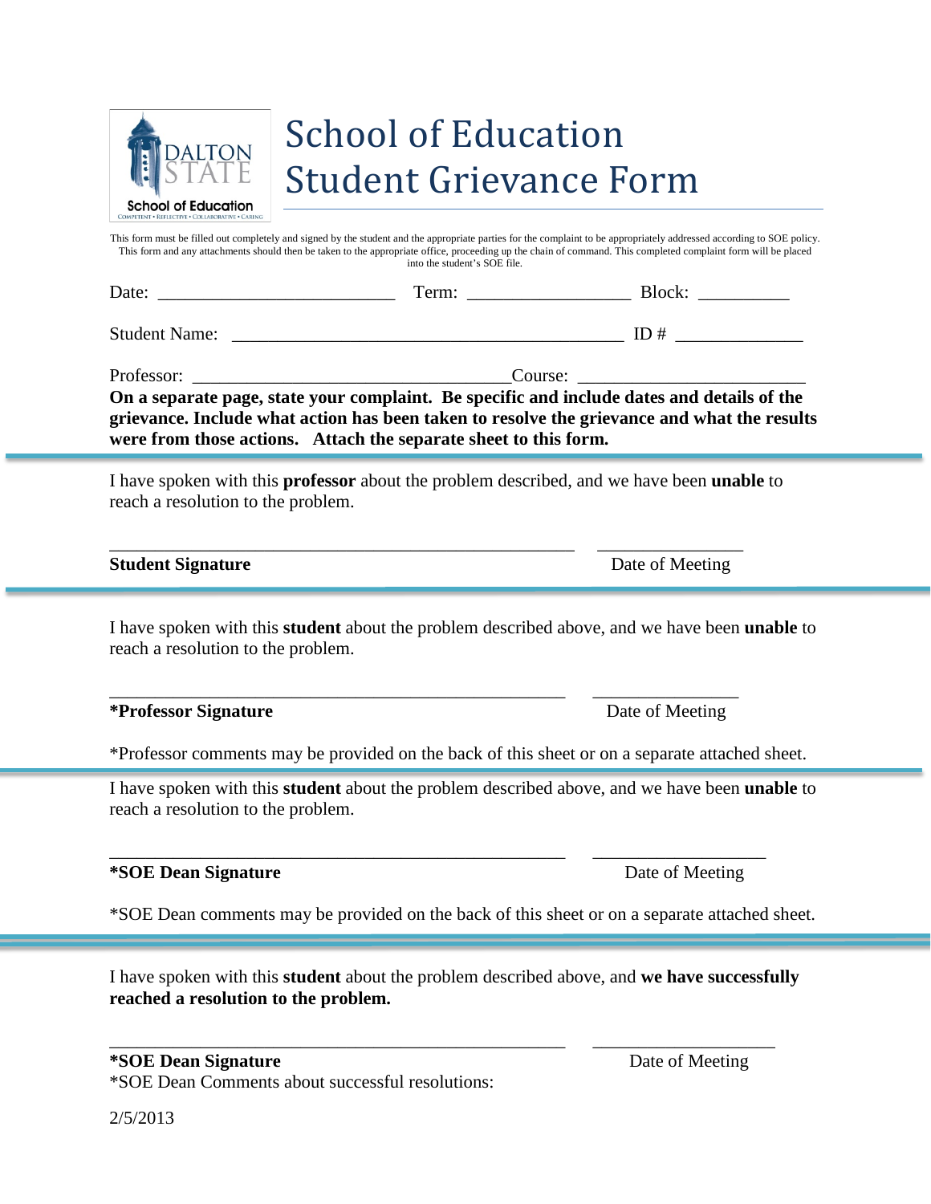# School of Education Student Grievance Form

This form must be filled out completely and signed by the student and the appropriate parties for the complaint to be appropriately addressed according to SOE policy. This form and any attachments should then be taken to the appropriate office, proceeding up the chain of command. This completed complaint form will be placed into the student's SOE file.

Date: __________________________ Term: __________________ Block: __________

Student Name: ___________________________________________ ID # ______________

Professor: ___________________________________Course: _________________________

**On a separate page, state your complaint. Be specific and include dates and details of the grievance. Include what action has been taken to resolve the grievance and what the results were from those actions. Attach the separate sheet to this form.**

---

I have spoken with this **professor** about the problem described, and we have been **unable** to reach a resolution to the problem.

_____________________________________________________ ________________

**Student Signature** Date of Meeting

---

I have spoken with this **student** about the problem described above, and we have been **unable** to reach a resolution to the problem.

_____________________________________________________ ________________

**\*Professor Signature** Date of Meeting

\*Professor comments may be provided on the back of this sheet or on a separate attached sheet.

---

I have spoken with this **student** about the problem described above, and we have been **unable** to reach a resolution to the problem.

_____________________________________________________ ___________________

**\*SOE Dean Signature** Date of Meeting

\*SOE Dean comments may be provided on the back of this sheet or on a separate attached sheet.

---

I have spoken with this **student** about the problem described above, and **we have successfully reached a resolution to the problem.**

_____________________________________________________ ____________________

**\*SOE Dean Signature** Date of Meeting

\*SOE Dean Comments about successful resolutions:

2/5/2013